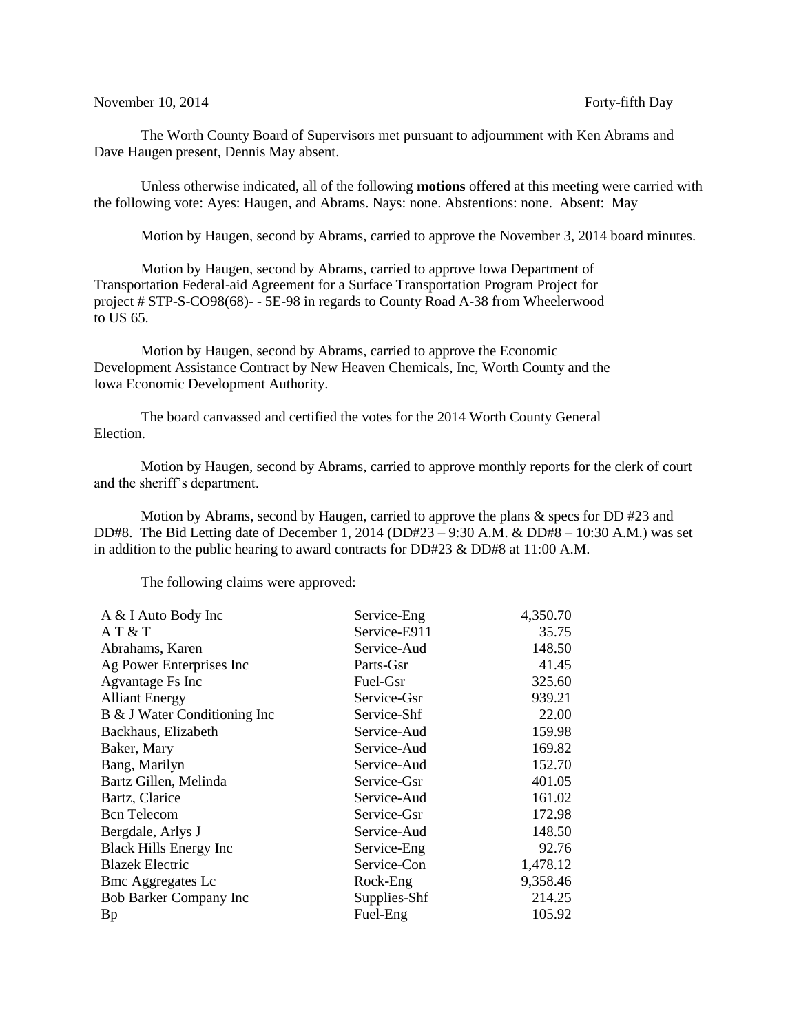November 10, 2014 Forty-fifth Day

The Worth County Board of Supervisors met pursuant to adjournment with Ken Abrams and Dave Haugen present, Dennis May absent.

Unless otherwise indicated, all of the following **motions** offered at this meeting were carried with the following vote: Ayes: Haugen, and Abrams. Nays: none. Abstentions: none. Absent: May

Motion by Haugen, second by Abrams, carried to approve the November 3, 2014 board minutes.

Motion by Haugen, second by Abrams, carried to approve Iowa Department of Transportation Federal-aid Agreement for a Surface Transportation Program Project for project # STP-S-CO98(68)- - 5E-98 in regards to County Road A-38 from Wheelerwood to US 65.

Motion by Haugen, second by Abrams, carried to approve the Economic Development Assistance Contract by New Heaven Chemicals, Inc, Worth County and the Iowa Economic Development Authority.

The board canvassed and certified the votes for the 2014 Worth County General Election.

Motion by Haugen, second by Abrams, carried to approve monthly reports for the clerk of court and the sheriff's department.

Motion by Abrams, second by Haugen, carried to approve the plans & specs for DD #23 and DD#8. The Bid Letting date of December 1, 2014 (DD#23 – 9:30 A.M. & DD#8 – 10:30 A.M.) was set in addition to the public hearing to award contracts for DD#23 & DD#8 at 11:00 A.M.

The following claims were approved:

| | | |
|---|---|---|
| A & I Auto Body Inc | Service-Eng | 4,350.70 |
| A T & T | Service-E911 | 35.75 |
| Abrahams, Karen | Service-Aud | 148.50 |
| Ag Power Enterprises Inc | Parts-Gsr | 41.45 |
| Agvantage Fs Inc | Fuel-Gsr | 325.60 |
| Alliant Energy | Service-Gsr | 939.21 |
| B & J Water Conditioning Inc | Service-Shf | 22.00 |
| Backhaus, Elizabeth | Service-Aud | 159.98 |
| Baker, Mary | Service-Aud | 169.82 |
| Bang, Marilyn | Service-Aud | 152.70 |
| Bartz Gillen, Melinda | Service-Gsr | 401.05 |
| Bartz, Clarice | Service-Aud | 161.02 |
| Bcn Telecom | Service-Gsr | 172.98 |
| Bergdale, Arlys J | Service-Aud | 148.50 |
| Black Hills Energy Inc | Service-Eng | 92.76 |
| Blazek Electric | Service-Con | 1,478.12 |
| Bmc Aggregates Lc | Rock-Eng | 9,358.46 |
| Bob Barker Company Inc | Supplies-Shf | 214.25 |
| Bp | Fuel-Eng | 105.92 |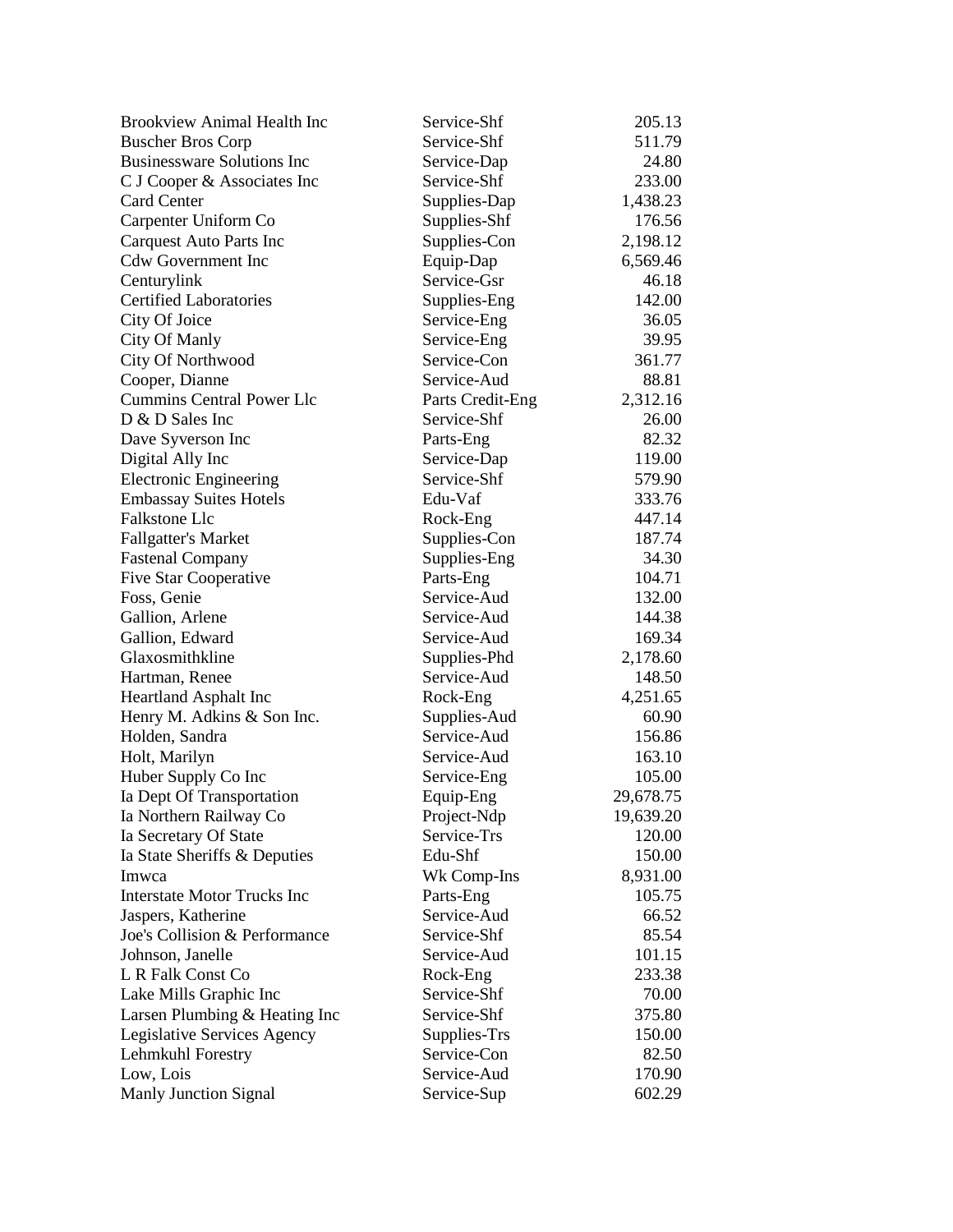| | | |
|---|---|---|
| Brookview Animal Health Inc | Service-Shf | 205.13 |
| Buscher Bros Corp | Service-Shf | 511.79 |
| Businessware Solutions Inc | Service-Dap | 24.80 |
| C J Cooper & Associates Inc | Service-Shf | 233.00 |
| Card Center | Supplies-Dap | 1,438.23 |
| Carpenter Uniform Co | Supplies-Shf | 176.56 |
| Carquest Auto Parts Inc | Supplies-Con | 2,198.12 |
| Cdw Government Inc | Equip-Dap | 6,569.46 |
| Centurylink | Service-Gsr | 46.18 |
| Certified Laboratories | Supplies-Eng | 142.00 |
| City Of Joice | Service-Eng | 36.05 |
| City Of Manly | Service-Eng | 39.95 |
| City Of Northwood | Service-Con | 361.77 |
| Cooper, Dianne | Service-Aud | 88.81 |
| Cummins Central Power Llc | Parts Credit-Eng | 2,312.16 |
| D & D Sales Inc | Service-Shf | 26.00 |
| Dave Syverson Inc | Parts-Eng | 82.32 |
| Digital Ally Inc | Service-Dap | 119.00 |
| Electronic Engineering | Service-Shf | 579.90 |
| Embassay Suites Hotels | Edu-Vaf | 333.76 |
| Falkstone Llc | Rock-Eng | 447.14 |
| Fallgatter's Market | Supplies-Con | 187.74 |
| Fastenal Company | Supplies-Eng | 34.30 |
| Five Star Cooperative | Parts-Eng | 104.71 |
| Foss, Genie | Service-Aud | 132.00 |
| Gallion, Arlene | Service-Aud | 144.38 |
| Gallion, Edward | Service-Aud | 169.34 |
| Glaxosmithkline | Supplies-Phd | 2,178.60 |
| Hartman, Renee | Service-Aud | 148.50 |
| Heartland Asphalt Inc | Rock-Eng | 4,251.65 |
| Henry M. Adkins & Son Inc. | Supplies-Aud | 60.90 |
| Holden, Sandra | Service-Aud | 156.86 |
| Holt, Marilyn | Service-Aud | 163.10 |
| Huber Supply Co Inc | Service-Eng | 105.00 |
| Ia Dept Of Transportation | Equip-Eng | 29,678.75 |
| Ia Northern Railway Co | Project-Ndp | 19,639.20 |
| Ia Secretary Of State | Service-Trs | 120.00 |
| Ia State Sheriffs & Deputies | Edu-Shf | 150.00 |
| Imwca | Wk Comp-Ins | 8,931.00 |
| Interstate Motor Trucks Inc | Parts-Eng | 105.75 |
| Jaspers, Katherine | Service-Aud | 66.52 |
| Joe's Collision & Performance | Service-Shf | 85.54 |
| Johnson, Janelle | Service-Aud | 101.15 |
| L R Falk Const Co | Rock-Eng | 233.38 |
| Lake Mills Graphic Inc | Service-Shf | 70.00 |
| Larsen Plumbing & Heating Inc | Service-Shf | 375.80 |
| Legislative Services Agency | Supplies-Trs | 150.00 |
| Lehmkuhl Forestry | Service-Con | 82.50 |
| Low, Lois | Service-Aud | 170.90 |
| Manly Junction Signal | Service-Sup | 602.29 |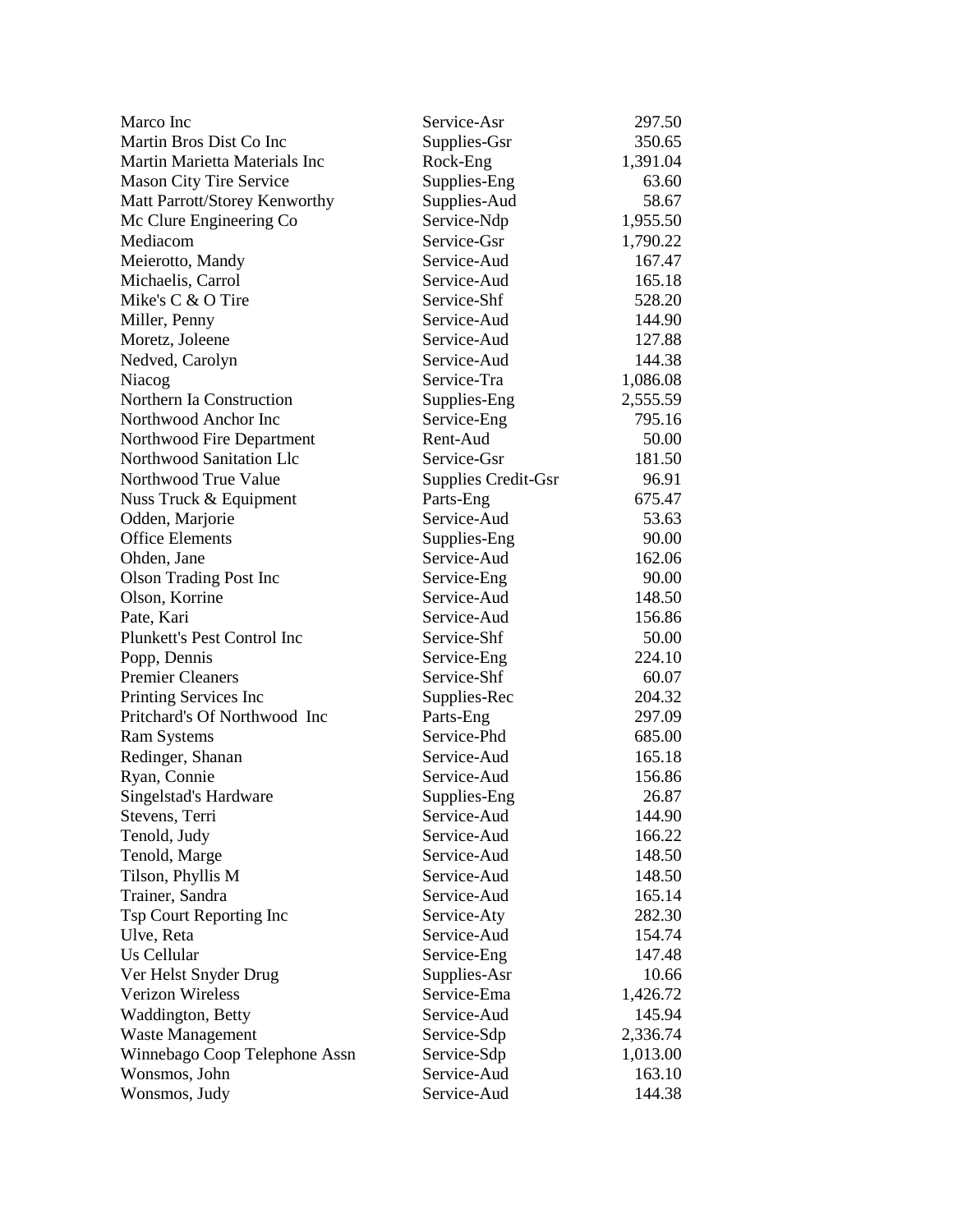| | | |
|---|---|---|
| Marco Inc | Service-Asr | 297.50 |
| Martin Bros Dist Co Inc | Supplies-Gsr | 350.65 |
| Martin Marietta Materials Inc | Rock-Eng | 1,391.04 |
| Mason City Tire Service | Supplies-Eng | 63.60 |
| Matt Parrott/Storey Kenworthy | Supplies-Aud | 58.67 |
| Mc Clure Engineering Co | Service-Ndp | 1,955.50 |
| Mediacom | Service-Gsr | 1,790.22 |
| Meierotto, Mandy | Service-Aud | 167.47 |
| Michaelis, Carrol | Service-Aud | 165.18 |
| Mike's C & O Tire | Service-Shf | 528.20 |
| Miller, Penny | Service-Aud | 144.90 |
| Moretz, Joleene | Service-Aud | 127.88 |
| Nedved, Carolyn | Service-Aud | 144.38 |
| Niacog | Service-Tra | 1,086.08 |
| Northern Ia Construction | Supplies-Eng | 2,555.59 |
| Northwood Anchor Inc | Service-Eng | 795.16 |
| Northwood Fire Department | Rent-Aud | 50.00 |
| Northwood Sanitation Llc | Service-Gsr | 181.50 |
| Northwood True Value | Supplies Credit-Gsr | 96.91 |
| Nuss Truck & Equipment | Parts-Eng | 675.47 |
| Odden, Marjorie | Service-Aud | 53.63 |
| Office Elements | Supplies-Eng | 90.00 |
| Ohden, Jane | Service-Aud | 162.06 |
| Olson Trading Post Inc | Service-Eng | 90.00 |
| Olson, Korrine | Service-Aud | 148.50 |
| Pate, Kari | Service-Aud | 156.86 |
| Plunkett's Pest Control Inc | Service-Shf | 50.00 |
| Popp, Dennis | Service-Eng | 224.10 |
| Premier Cleaners | Service-Shf | 60.07 |
| Printing Services Inc | Supplies-Rec | 204.32 |
| Pritchard's Of Northwood Inc | Parts-Eng | 297.09 |
| Ram Systems | Service-Phd | 685.00 |
| Redinger, Shanan | Service-Aud | 165.18 |
| Ryan, Connie | Service-Aud | 156.86 |
| Singelstad's Hardware | Supplies-Eng | 26.87 |
| Stevens, Terri | Service-Aud | 144.90 |
| Tenold, Judy | Service-Aud | 166.22 |
| Tenold, Marge | Service-Aud | 148.50 |
| Tilson, Phyllis M | Service-Aud | 148.50 |
| Trainer, Sandra | Service-Aud | 165.14 |
| Tsp Court Reporting Inc | Service-Aty | 282.30 |
| Ulve, Reta | Service-Aud | 154.74 |
| Us Cellular | Service-Eng | 147.48 |
| Ver Helst Snyder Drug | Supplies-Asr | 10.66 |
| Verizon Wireless | Service-Ema | 1,426.72 |
| Waddington, Betty | Service-Aud | 145.94 |
| Waste Management | Service-Sdp | 2,336.74 |
| Winnebago Coop Telephone Assn | Service-Sdp | 1,013.00 |
| Wonsmos, John | Service-Aud | 163.10 |
| Wonsmos, Judy | Service-Aud | 144.38 |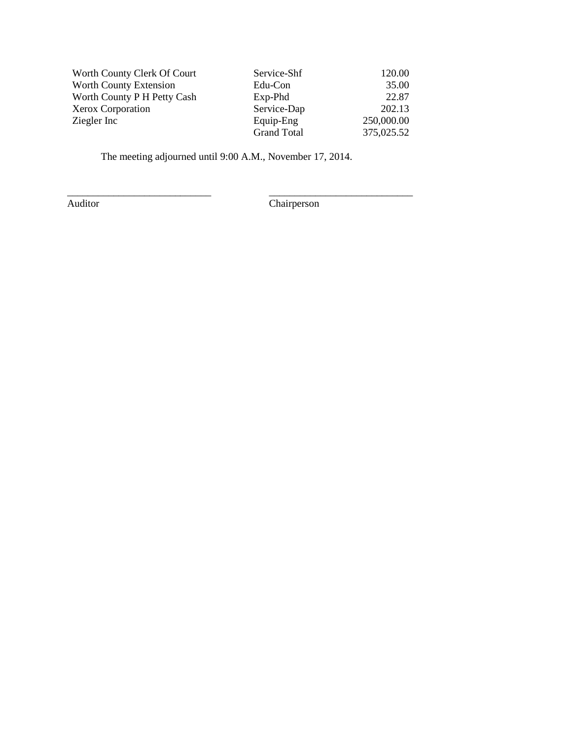| | | |
|---|---|---|
| Worth County Clerk Of Court | Service-Shf | 120.00 |
| Worth County Extension | Edu-Con | 35.00 |
| Worth County P H Petty Cash | Exp-Phd | 22.87 |
| Xerox Corporation | Service-Dap | 202.13 |
| Ziegler Inc | Equip-Eng | 250,000.00 |
| | Grand Total | 375,025.52 |

The meeting adjourned until 9:00 A.M., November 17, 2014.

\_\_\_\_\_\_\_\_\_\_\_\_\_\_\_\_\_\_\_\_\_\_\_\_\_\_\_\_ \_\_\_\_\_\_\_\_\_\_\_\_\_\_\_\_\_\_\_\_\_\_\_\_\_\_\_\_

Auditor Chairperson